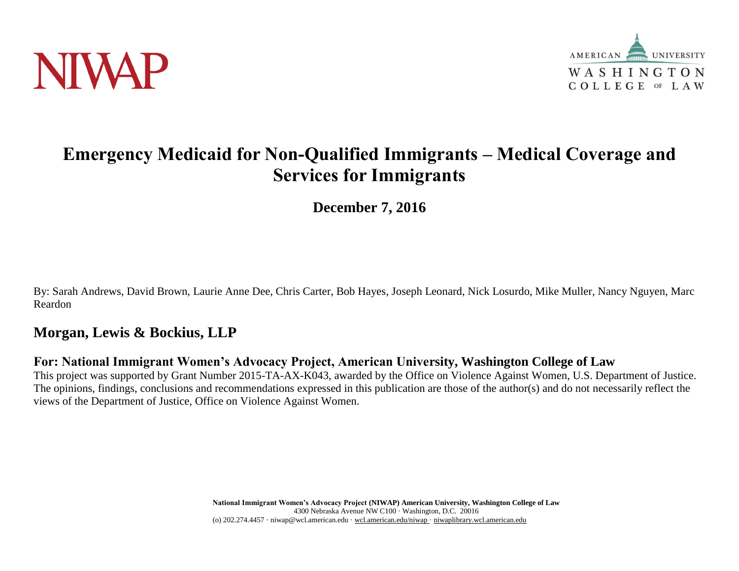NIWAP

AMERICAN UNIVERSITY
WASHINGTON
COLLEGE OF LAW

# Emergency Medicaid for Non-Qualified Immigrants – Medical Coverage and Services for Immigrants

**December 7, 2016**

By: Sarah Andrews, David Brown, Laurie Anne Dee, Chris Carter, Bob Hayes, Joseph Leonard, Nick Losurdo, Mike Muller, Nancy Nguyen, Marc Reardon

## Morgan, Lewis & Bockius, LLP

### For: National Immigrant Women's Advocacy Project, American University, Washington College of Law

This project was supported by Grant Number 2015-TA-AX-K043, awarded by the Office on Violence Against Women, U.S. Department of Justice. The opinions, findings, conclusions and recommendations expressed in this publication are those of the author(s) and do not necessarily reflect the views of the Department of Justice, Office on Violence Against Women.

**National Immigrant Women's Advocacy Project (NIWAP) American University, Washington College of Law**
4300 Nebraska Avenue NW C100 · Washington, D.C. 20016
(o) 202.274.4457 · niwap@wcl.american.edu · wcl.american.edu/niwap · niwaplibrary.wcl.american.edu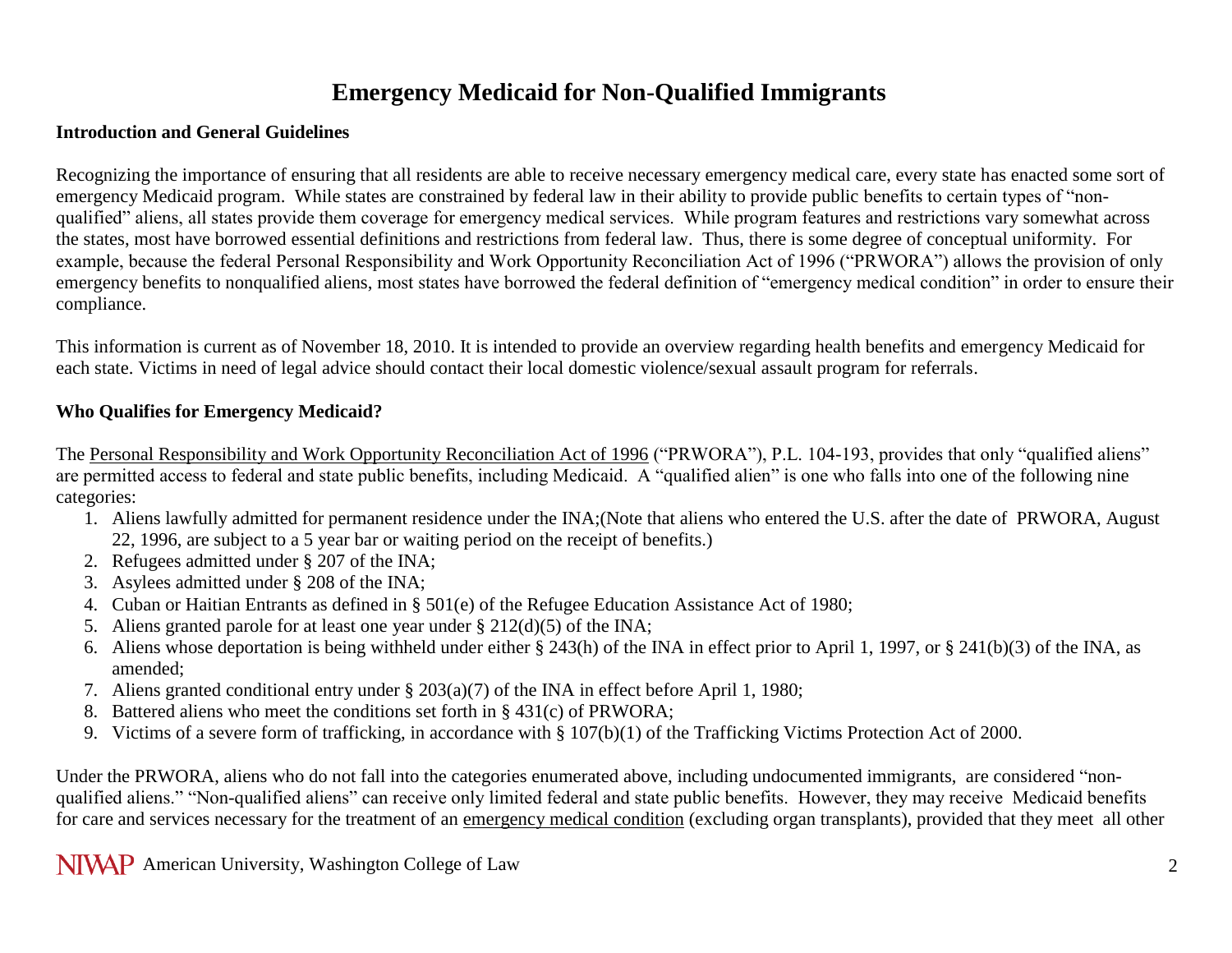# Emergency Medicaid for Non-Qualified Immigrants

**Introduction and General Guidelines**

Recognizing the importance of ensuring that all residents are able to receive necessary emergency medical care, every state has enacted some sort of emergency Medicaid program. While states are constrained by federal law in their ability to provide public benefits to certain types of "non-qualified" aliens, all states provide them coverage for emergency medical services. While program features and restrictions vary somewhat across the states, most have borrowed essential definitions and restrictions from federal law. Thus, there is some degree of conceptual uniformity. For example, because the federal Personal Responsibility and Work Opportunity Reconciliation Act of 1996 ("PRWORA") allows the provision of only emergency benefits to nonqualified aliens, most states have borrowed the federal definition of "emergency medical condition" in order to ensure their compliance.

This information is current as of November 18, 2010. It is intended to provide an overview regarding health benefits and emergency Medicaid for each state. Victims in need of legal advice should contact their local domestic violence/sexual assault program for referrals.

**Who Qualifies for Emergency Medicaid?**

The Personal Responsibility and Work Opportunity Reconciliation Act of 1996 ("PRWORA"), P.L. 104-193, provides that only "qualified aliens" are permitted access to federal and state public benefits, including Medicaid. A "qualified alien" is one who falls into one of the following nine categories:

1. Aliens lawfully admitted for permanent residence under the INA;(Note that aliens who entered the U.S. after the date of PRWORA, August 22, 1996, are subject to a 5 year bar or waiting period on the receipt of benefits.)
2. Refugees admitted under § 207 of the INA;
3. Asylees admitted under § 208 of the INA;
4. Cuban or Haitian Entrants as defined in § 501(e) of the Refugee Education Assistance Act of 1980;
5. Aliens granted parole for at least one year under § 212(d)(5) of the INA;
6. Aliens whose deportation is being withheld under either § 243(h) of the INA in effect prior to April 1, 1997, or § 241(b)(3) of the INA, as amended;
7. Aliens granted conditional entry under § 203(a)(7) of the INA in effect before April 1, 1980;
8. Battered aliens who meet the conditions set forth in § 431(c) of PRWORA;
9. Victims of a severe form of trafficking, in accordance with § 107(b)(1) of the Trafficking Victims Protection Act of 2000.

Under the PRWORA, aliens who do not fall into the categories enumerated above, including undocumented immigrants, are considered "non-qualified aliens." "Non-qualified aliens" can receive only limited federal and state public benefits. However, they may receive Medicaid benefits for care and services necessary for the treatment of an emergency medical condition (excluding organ transplants), provided that they meet all other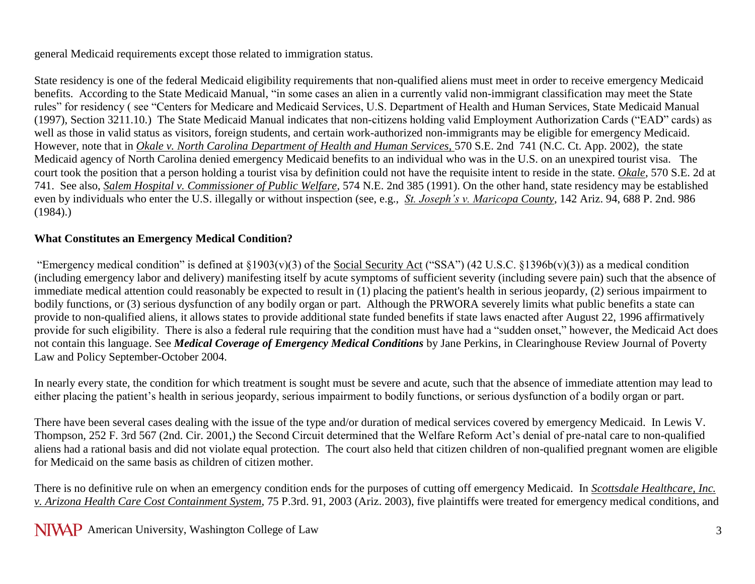general Medicaid requirements except those related to immigration status.

State residency is one of the federal Medicaid eligibility requirements that non-qualified aliens must meet in order to receive emergency Medicaid benefits. According to the State Medicaid Manual, "in some cases an alien in a currently valid non-immigrant classification may meet the State rules" for residency ( see "Centers for Medicare and Medicaid Services, U.S. Department of Health and Human Services, State Medicaid Manual (1997), Section 3211.10.) The State Medicaid Manual indicates that non-citizens holding valid Employment Authorization Cards ("EAD" cards) as well as those in valid status as visitors, foreign students, and certain work-authorized non-immigrants may be eligible for emergency Medicaid. However, note that in *Okale v. North Carolina Department of Health and Human Services,* 570 S.E. 2nd 741 (N.C. Ct. App. 2002), the state Medicaid agency of North Carolina denied emergency Medicaid benefits to an individual who was in the U.S. on an unexpired tourist visa. The court took the position that a person holding a tourist visa by definition could not have the requisite intent to reside in the state. *Okale*, 570 S.E. 2d at 741. See also, *Salem Hospital v. Commissioner of Public Welfare*, 574 N.E. 2nd 385 (1991). On the other hand, state residency may be established even by individuals who enter the U.S. illegally or without inspection (see, e.g., *St. Joseph's v. Maricopa County*, 142 Ariz. 94, 688 P. 2nd. 986 (1984).)

**What Constitutes an Emergency Medical Condition?**

"Emergency medical condition" is defined at §1903(v)(3) of the Social Security Act ("SSA") (42 U.S.C. §1396b(v)(3)) as a medical condition (including emergency labor and delivery) manifesting itself by acute symptoms of sufficient severity (including severe pain) such that the absence of immediate medical attention could reasonably be expected to result in (1) placing the patient's health in serious jeopardy, (2) serious impairment to bodily functions, or (3) serious dysfunction of any bodily organ or part. Although the PRWORA severely limits what public benefits a state can provide to non-qualified aliens, it allows states to provide additional state funded benefits if state laws enacted after August 22, 1996 affirmatively provide for such eligibility. There is also a federal rule requiring that the condition must have had a "sudden onset," however, the Medicaid Act does not contain this language. See ***Medical Coverage of Emergency Medical Conditions*** by Jane Perkins, in Clearinghouse Review Journal of Poverty Law and Policy September-October 2004.

In nearly every state, the condition for which treatment is sought must be severe and acute, such that the absence of immediate attention may lead to either placing the patient's health in serious jeopardy, serious impairment to bodily functions, or serious dysfunction of a bodily organ or part.

There have been several cases dealing with the issue of the type and/or duration of medical services covered by emergency Medicaid. In Lewis V. Thompson, 252 F. 3rd 567 (2nd. Cir. 2001,) the Second Circuit determined that the Welfare Reform Act's denial of pre-natal care to non-qualified aliens had a rational basis and did not violate equal protection. The court also held that citizen children of non-qualified pregnant women are eligible for Medicaid on the same basis as children of citizen mother.

There is no definitive rule on when an emergency condition ends for the purposes of cutting off emergency Medicaid. In *Scottsdale Healthcare, Inc. v. Arizona Health Care Cost Containment System*, 75 P.3rd. 91, 2003 (Ariz. 2003), five plaintiffs were treated for emergency medical conditions, and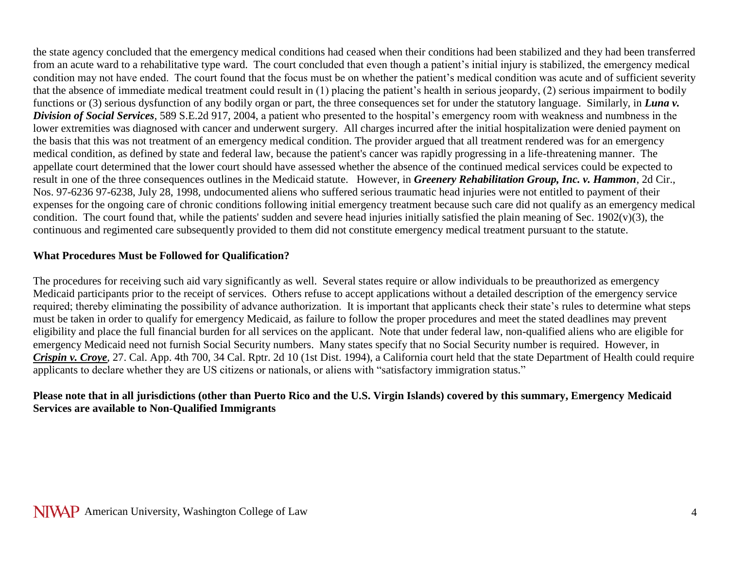the state agency concluded that the emergency medical conditions had ceased when their conditions had been stabilized and they had been transferred from an acute ward to a rehabilitative type ward. The court concluded that even though a patient's initial injury is stabilized, the emergency medical condition may not have ended. The court found that the focus must be on whether the patient's medical condition was acute and of sufficient severity that the absence of immediate medical treatment could result in (1) placing the patient's health in serious jeopardy, (2) serious impairment to bodily functions or (3) serious dysfunction of any bodily organ or part, the three consequences set for under the statutory language. Similarly, in ***Luna v. Division of Social Services***, 589 S.E.2d 917, 2004, a patient who presented to the hospital's emergency room with weakness and numbness in the lower extremities was diagnosed with cancer and underwent surgery. All charges incurred after the initial hospitalization were denied payment on the basis that this was not treatment of an emergency medical condition. The provider argued that all treatment rendered was for an emergency medical condition, as defined by state and federal law, because the patient's cancer was rapidly progressing in a life-threatening manner. The appellate court determined that the lower court should have assessed whether the absence of the continued medical services could be expected to result in one of the three consequences outlines in the Medicaid statute. However, in ***Greenery Rehabilitation Group, Inc. v. Hammon***, 2d Cir., Nos. 97-6236 97-6238, July 28, 1998, undocumented aliens who suffered serious traumatic head injuries were not entitled to payment of their expenses for the ongoing care of chronic conditions following initial emergency treatment because such care did not qualify as an emergency medical condition. The court found that, while the patients' sudden and severe head injuries initially satisfied the plain meaning of Sec. 1902(v)(3), the continuous and regimented care subsequently provided to them did not constitute emergency medical treatment pursuant to the statute.

**What Procedures Must be Followed for Qualification?**

The procedures for receiving such aid vary significantly as well. Several states require or allow individuals to be preauthorized as emergency Medicaid participants prior to the receipt of services. Others refuse to accept applications without a detailed description of the emergency service required; thereby eliminating the possibility of advance authorization. It is important that applicants check their state's rules to determine what steps must be taken in order to qualify for emergency Medicaid, as failure to follow the proper procedures and meet the stated deadlines may prevent eligibility and place the full financial burden for all services on the applicant. Note that under federal law, non-qualified aliens who are eligible for emergency Medicaid need not furnish Social Security numbers. Many states specify that no Social Security number is required. However, in ***Crispin v. Croye***, 27. Cal. App. 4th 700, 34 Cal. Rptr. 2d 10 (1st Dist. 1994), a California court held that the state Department of Health could require applicants to declare whether they are US citizens or nationals, or aliens with "satisfactory immigration status."

**Please note that in all jurisdictions (other than Puerto Rico and the U.S. Virgin Islands) covered by this summary, Emergency Medicaid Services are available to Non-Qualified Immigrants**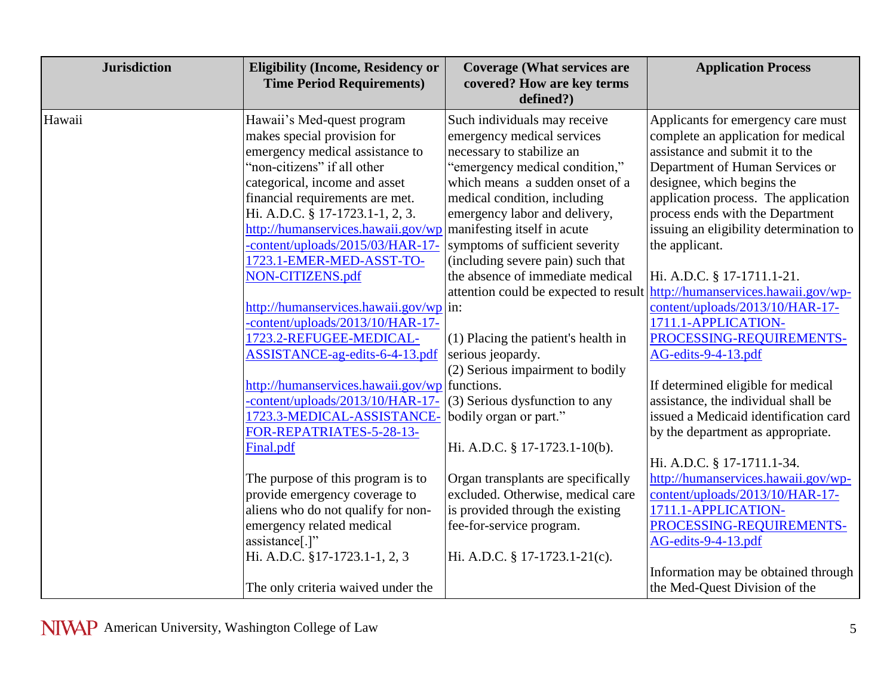| Jurisdiction | Eligibility (Income, Residency or Time Period Requirements) | Coverage (What services are covered? How are key terms defined?) | Application Process |
|---|---|---|---|
| Hawaii | Hawaii's Med-quest program makes special provision for emergency medical assistance to "non-citizens" if all other categorical, income and asset financial requirements are met. Hi. A.D.C. § 17-1723.1-1, 2, 3. http://humanservices.hawaii.gov/wp-content/uploads/2015/03/HAR-17-1723.1-EMER-MED-ASST-TO-NON-CITIZENS.pdf<br><br>http://humanservices.hawaii.gov/wp-content/uploads/2013/10/HAR-17-1723.2-REFUGEE-MEDICAL-ASSISTANCE-ag-edits-6-4-13.pdf<br><br>http://humanservices.hawaii.gov/wp-content/uploads/2013/10/HAR-17-1723.3-MEDICAL-ASSISTANCE-FOR-REPATRIATES-5-28-13-Final.pdf<br><br>The purpose of this program is to provide emergency coverage to aliens who do not qualify for non-emergency related medical assistance[.]"<br>Hi. A.D.C. §17-1723.1-1, 2, 3<br><br>The only criteria waived under the | Such individuals may receive emergency medical services necessary to stabilize an "emergency medical condition," which means a sudden onset of a medical condition, including emergency labor and delivery, manifesting itself in acute symptoms of sufficient severity (including severe pain) such that the absence of immediate medical attention could be expected to result in:<br><br>(1) Placing the patient's health in serious jeopardy.<br>(2) Serious impairment to bodily functions.<br>(3) Serious dysfunction to any bodily organ or part."<br><br>Hi. A.D.C. § 17-1723.1-10(b).<br><br>Organ transplants are specifically excluded. Otherwise, medical care is provided through the existing fee-for-service program.<br><br>Hi. A.D.C. § 17-1723.1-21(c). | Applicants for emergency care must complete an application for medical assistance and submit it to the Department of Human Services or designee, which begins the application process. The application process ends with the Department issuing an eligibility determination to the applicant.<br><br>Hi. A.D.C. § 17-1711.1-21. http://humanservices.hawaii.gov/wp-content/uploads/2013/10/HAR-17-1711.1-APPLICATION-PROCESSING-REQUIREMENTS-AG-edits-9-4-13.pdf<br><br>If determined eligible for medical assistance, the individual shall be issued a Medicaid identification card by the department as appropriate.<br><br>Hi. A.D.C. § 17-1711.1-34. http://humanservices.hawaii.gov/wp-content/uploads/2013/10/HAR-17-1711.1-APPLICATION-PROCESSING-REQUIREMENTS-AG-edits-9-4-13.pdf<br><br>Information may be obtained through the Med-Quest Division of the |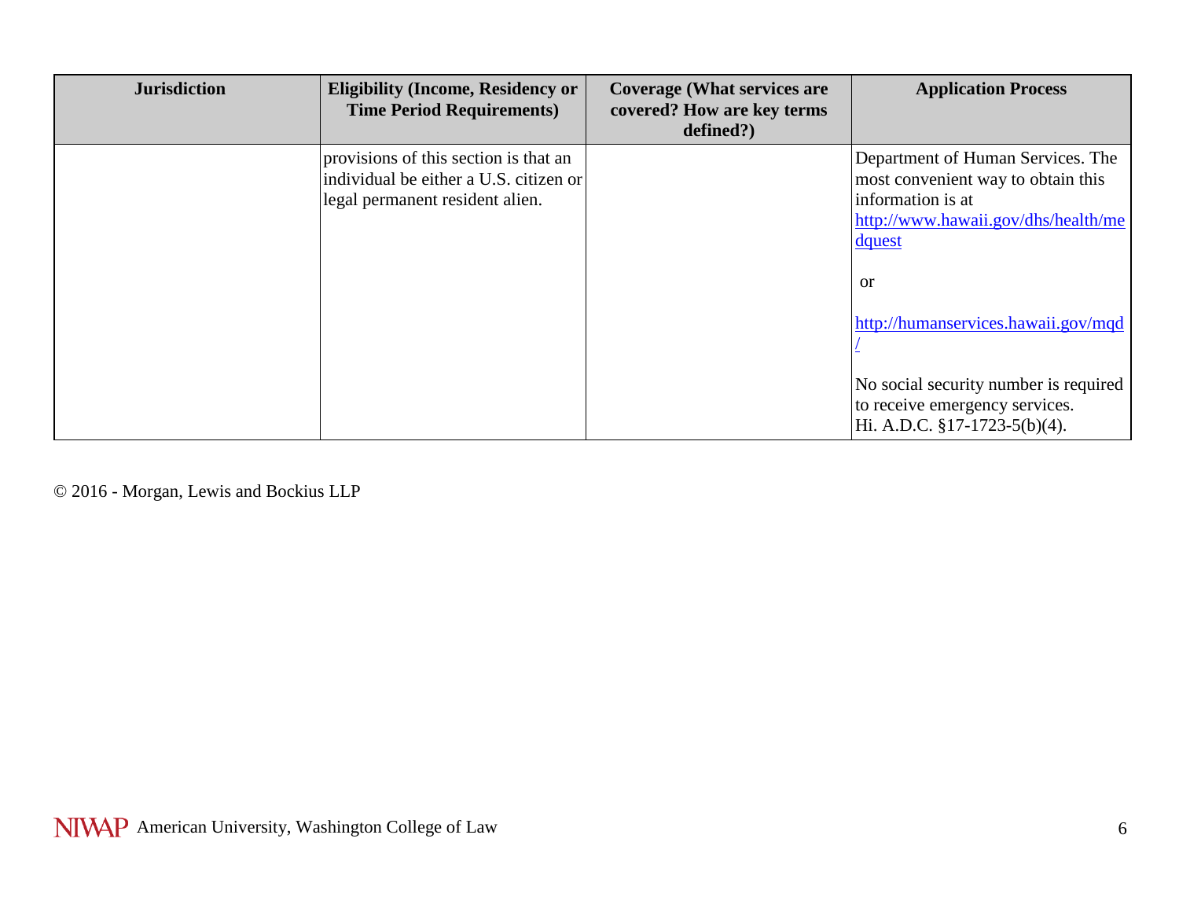| Jurisdiction | Eligibility (Income, Residency or Time Period Requirements) | Coverage (What services are covered? How are key terms defined?) | Application Process |
|---|---|---|---|
| | provisions of this section is that an individual be either a U.S. citizen or legal permanent resident alien. | | Department of Human Services. The most convenient way to obtain this information is at http://www.hawaii.gov/dhs/health/medquest<br><br>or<br><br>http://humanservices.hawaii.gov/mqd/<br><br>No social security number is required to receive emergency services. Hi. A.D.C. §17-1723-5(b)(4). |

© 2016 - Morgan, Lewis and Bockius LLP